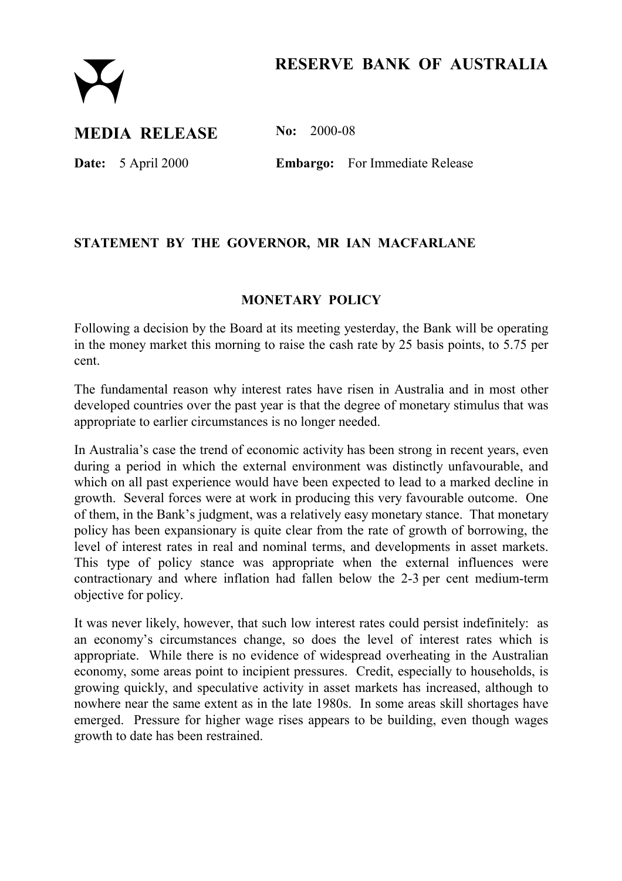# RESERVE BANK OF AUSTRALIA

## MEDIA RELEASE

**No:** 2000-08

**Date:** 5 April 2000

**Embargo:** For Immediate Release

### STATEMENT BY THE GOVERNOR, MR IAN MACFARLANE

### MONETARY POLICY

Following a decision by the Board at its meeting yesterday, the Bank will be operating in the money market this morning to raise the cash rate by 25 basis points, to 5.75 per cent.

The fundamental reason why interest rates have risen in Australia and in most other developed countries over the past year is that the degree of monetary stimulus that was appropriate to earlier circumstances is no longer needed.

In Australia's case the trend of economic activity has been strong in recent years, even during a period in which the external environment was distinctly unfavourable, and which on all past experience would have been expected to lead to a marked decline in growth. Several forces were at work in producing this very favourable outcome. One of them, in the Bank's judgment, was a relatively easy monetary stance. That monetary policy has been expansionary is quite clear from the rate of growth of borrowing, the level of interest rates in real and nominal terms, and developments in asset markets. This type of policy stance was appropriate when the external influences were contractionary and where inflation had fallen below the 2-3 per cent medium-term objective for policy.

It was never likely, however, that such low interest rates could persist indefinitely: as an economy's circumstances change, so does the level of interest rates which is appropriate. While there is no evidence of widespread overheating in the Australian economy, some areas point to incipient pressures. Credit, especially to households, is growing quickly, and speculative activity in asset markets has increased, although to nowhere near the same extent as in the late 1980s. In some areas skill shortages have emerged. Pressure for higher wage rises appears to be building, even though wages growth to date has been restrained.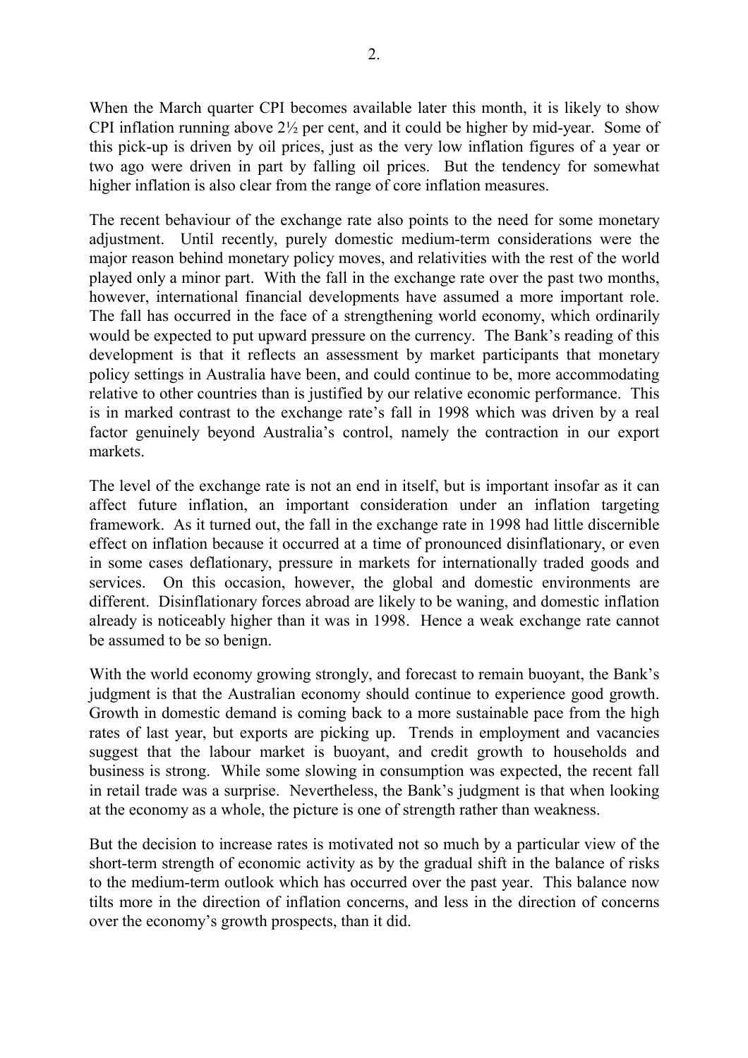When the March quarter CPI becomes available later this month, it is likely to show CPI inflation running above 2½ per cent, and it could be higher by mid-year. Some of this pick-up is driven by oil prices, just as the very low inflation figures of a year or two ago were driven in part by falling oil prices. But the tendency for somewhat higher inflation is also clear from the range of core inflation measures.

The recent behaviour of the exchange rate also points to the need for some monetary adjustment. Until recently, purely domestic medium-term considerations were the major reason behind monetary policy moves, and relativities with the rest of the world played only a minor part. With the fall in the exchange rate over the past two months, however, international financial developments have assumed a more important role. The fall has occurred in the face of a strengthening world economy, which ordinarily would be expected to put upward pressure on the currency. The Bank's reading of this development is that it reflects an assessment by market participants that monetary policy settings in Australia have been, and could continue to be, more accommodating relative to other countries than is justified by our relative economic performance. This is in marked contrast to the exchange rate's fall in 1998 which was driven by a real factor genuinely beyond Australia's control, namely the contraction in our export markets.

The level of the exchange rate is not an end in itself, but is important insofar as it can affect future inflation, an important consideration under an inflation targeting framework. As it turned out, the fall in the exchange rate in 1998 had little discernible effect on inflation because it occurred at a time of pronounced disinflationary, or even in some cases deflationary, pressure in markets for internationally traded goods and services. On this occasion, however, the global and domestic environments are different. Disinflationary forces abroad are likely to be waning, and domestic inflation already is noticeably higher than it was in 1998. Hence a weak exchange rate cannot be assumed to be so benign.

With the world economy growing strongly, and forecast to remain buoyant, the Bank's judgment is that the Australian economy should continue to experience good growth. Growth in domestic demand is coming back to a more sustainable pace from the high rates of last year, but exports are picking up. Trends in employment and vacancies suggest that the labour market is buoyant, and credit growth to households and business is strong. While some slowing in consumption was expected, the recent fall in retail trade was a surprise. Nevertheless, the Bank's judgment is that when looking at the economy as a whole, the picture is one of strength rather than weakness.

But the decision to increase rates is motivated not so much by a particular view of the short-term strength of economic activity as by the gradual shift in the balance of risks to the medium-term outlook which has occurred over the past year. This balance now tilts more in the direction of inflation concerns, and less in the direction of concerns over the economy's growth prospects, than it did.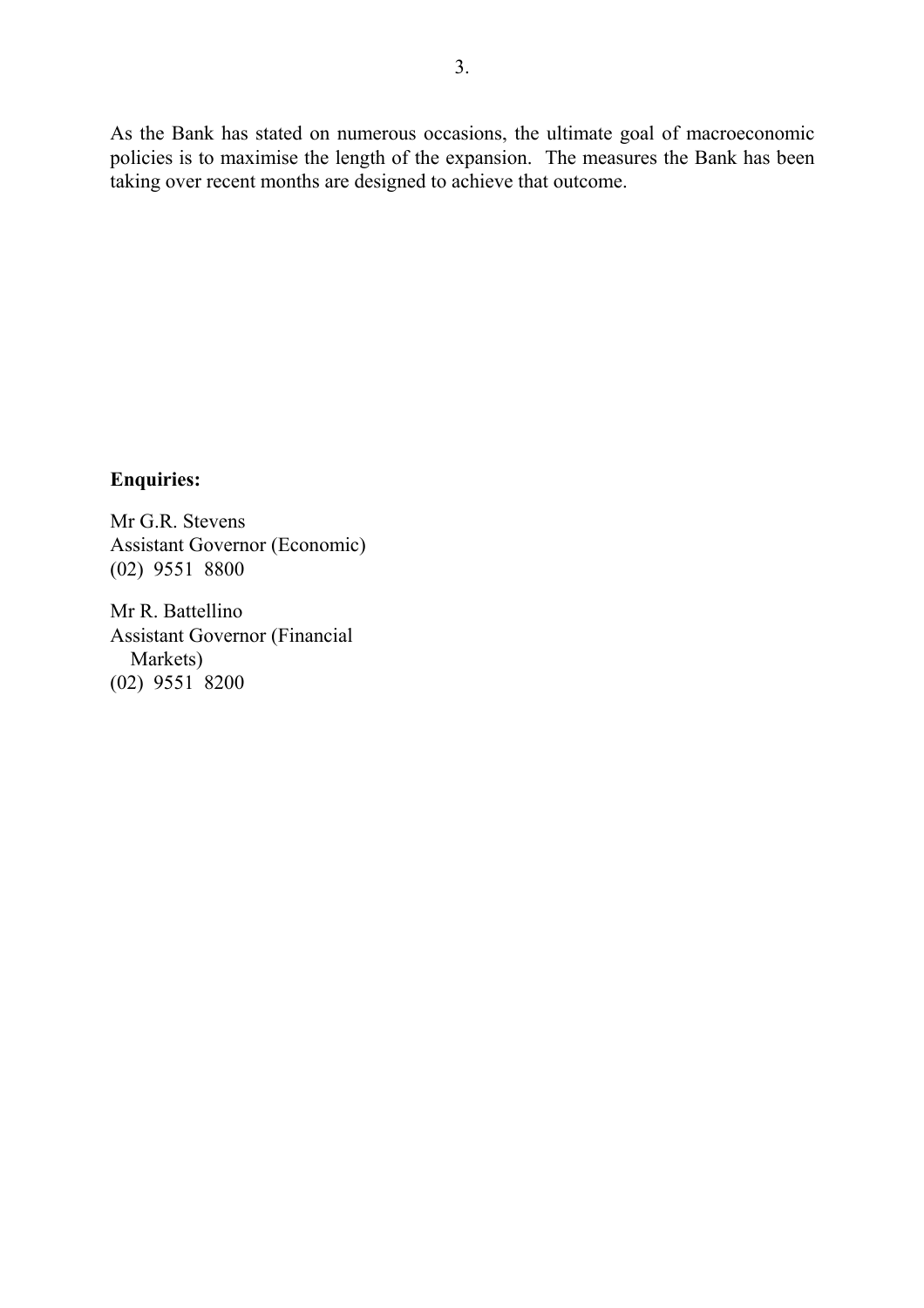As the Bank has stated on numerous occasions, the ultimate goal of macroeconomic policies is to maximise the length of the expansion. The measures the Bank has been taking over recent months are designed to achieve that outcome.

**Enquiries:**

Mr G.R. Stevens
Assistant Governor (Economic)
(02) 9551 8800

Mr R. Battellino
Assistant Governor (Financial Markets)
(02) 9551 8200